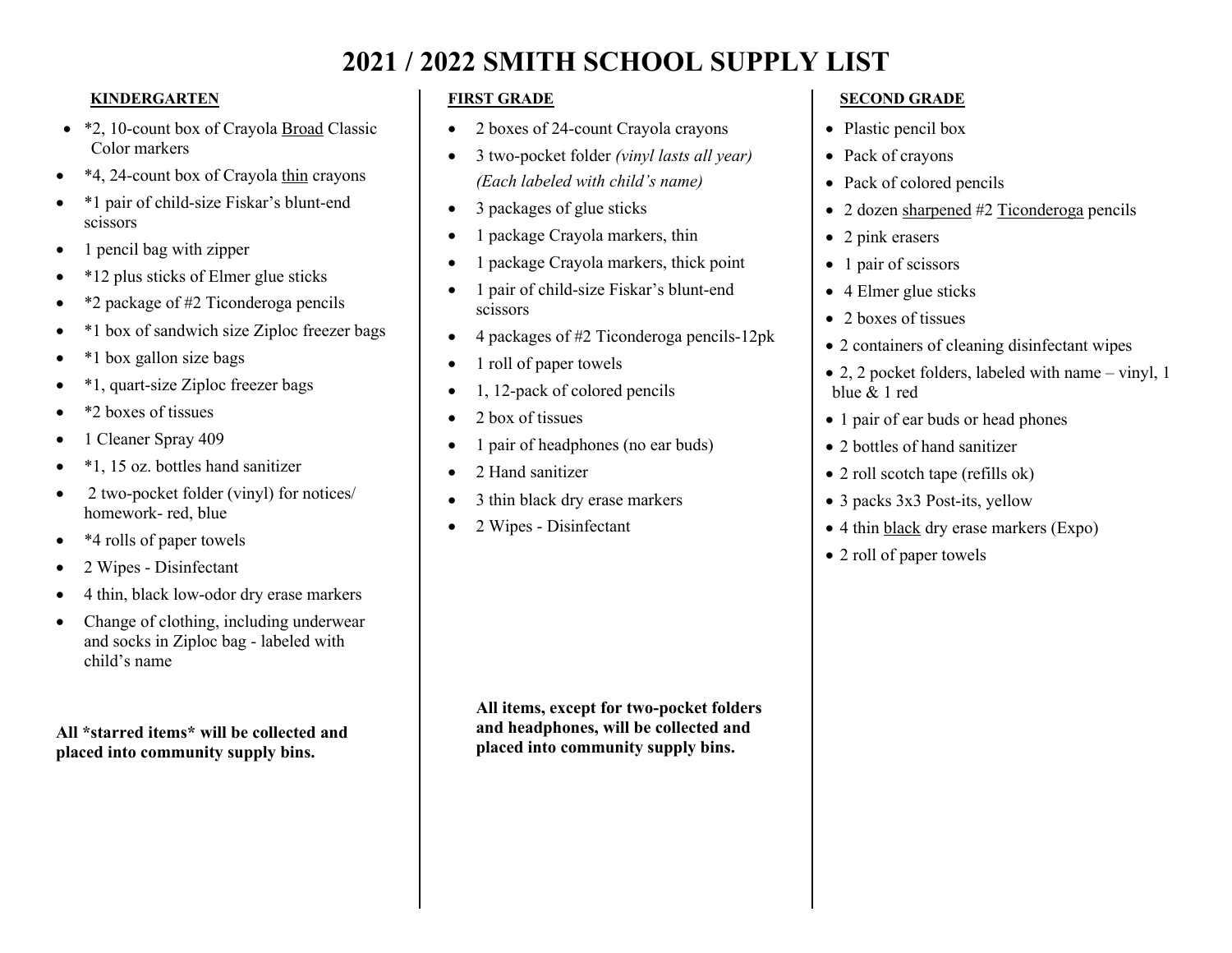# 2021 / 2022 SMITH SCHOOL SUPPLY LIST

## KINDERGARTEN

- *2, 10-count box of Crayola Broad Classic Color markers
- *4, 24-count box of Crayola thin crayons
- *1 pair of child-size Fiskar's blunt-end scissors
- 1 pencil bag with zipper
- *12 plus sticks of Elmer glue sticks
- *2 package of #2 Ticonderoga pencils
- *1 box of sandwich size Ziploc freezer bags
- *1 box gallon size bags
- *1, quart-size Ziploc freezer bags
- *2 boxes of tissues
- 1 Cleaner Spray 409
- *1, 15 oz. bottles hand sanitizer
- 2 two-pocket folder (vinyl) for notices/ homework- red, blue
- *4 rolls of paper towels
- 2 Wipes - Disinfectant
- 4 thin, black low-odor dry erase markers
- Change of clothing, including underwear and socks in Ziploc bag - labeled with child's name

**All *starred items* will be collected and placed into community supply bins.**

## FIRST GRADE

- 2 boxes of 24-count Crayola crayons
- 3 two-pocket folder *(vinyl lasts all year)* *(Each labeled with child's name)*
- 3 packages of glue sticks
- 1 package Crayola markers, thin
- 1 package Crayola markers, thick point
- 1 pair of child-size Fiskar's blunt-end scissors
- 4 packages of #2 Ticonderoga pencils-12pk
- 1 roll of paper towels
- 1, 12-pack of colored pencils
- 2 box of tissues
- 1 pair of headphones (no ear buds)
- 2 Hand sanitizer
- 3 thin black dry erase markers
- 2 Wipes - Disinfectant

**All items, except for two-pocket folders and headphones, will be collected and placed into community supply bins.**

## SECOND GRADE

- Plastic pencil box
- Pack of crayons
- Pack of colored pencils
- 2 dozen sharpened #2 Ticonderoga pencils
- 2 pink erasers
- 1 pair of scissors
- 4 Elmer glue sticks
- 2 boxes of tissues
- 2 containers of cleaning disinfectant wipes
- 2, 2 pocket folders, labeled with name – vinyl, 1 blue & 1 red
- 1 pair of ear buds or head phones
- 2 bottles of hand sanitizer
- 2 roll scotch tape (refills ok)
- 3 packs 3x3 Post-its, yellow
- 4 thin black dry erase markers (Expo)
- 2 roll of paper towels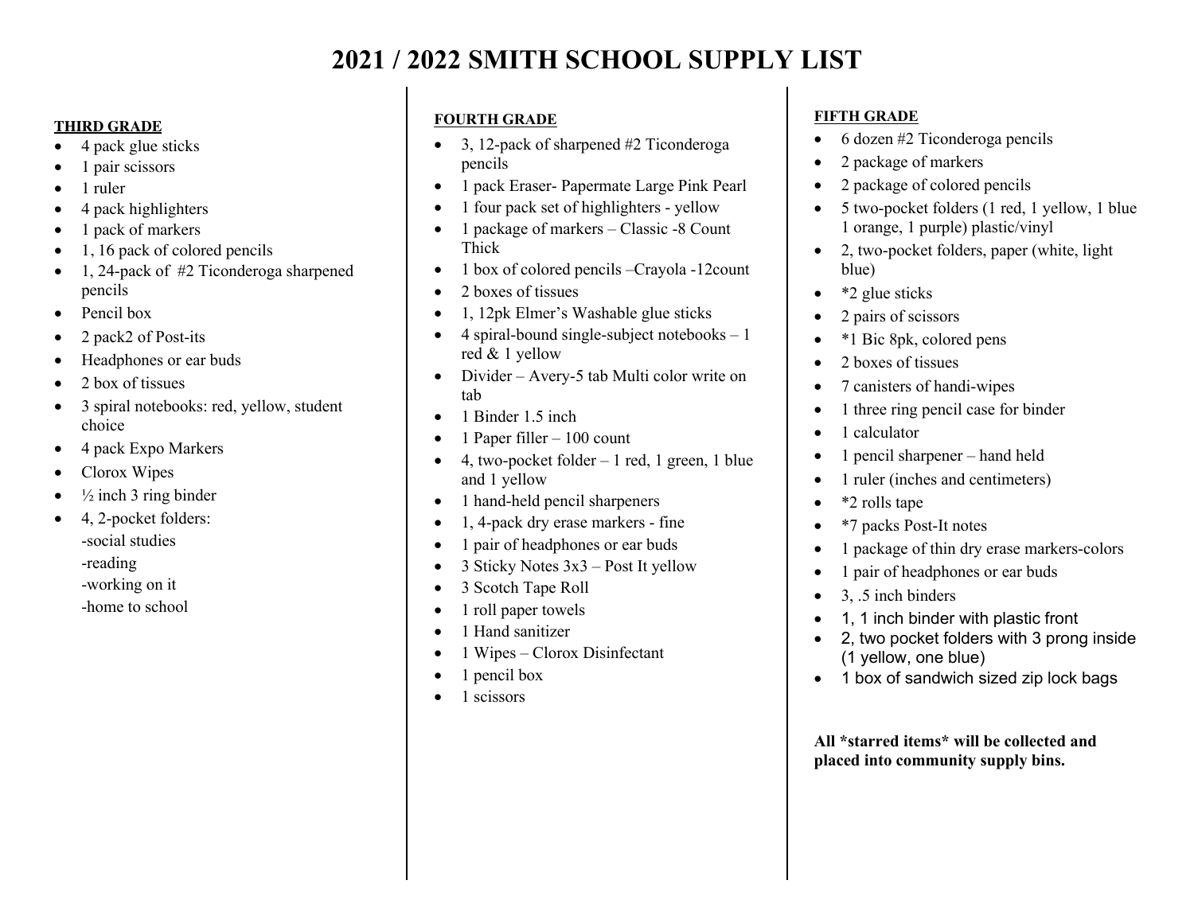# 2021 / 2022 SMITH SCHOOL SUPPLY LIST

**THIRD GRADE**

- 4 pack glue sticks
- 1 pair scissors
- 1 ruler
- 4 pack highlighters
- 1 pack of markers
- 1, 16 pack of colored pencils
- 1, 24-pack of #2 Ticonderoga sharpened pencils
- Pencil box
- 2 pack2 of Post-its
- Headphones or ear buds
- 2 box of tissues
- 3 spiral notebooks: red, yellow, student choice
- 4 pack Expo Markers
- Clorox Wipes
- ½ inch 3 ring binder
- 4, 2-pocket folders:
  - -social studies
  - -reading
  - -working on it
  - -home to school

**FOURTH GRADE**

- 3, 12-pack of sharpened #2 Ticonderoga pencils
- 1 pack Eraser- Papermate Large Pink Pearl
- 1 four pack set of highlighters - yellow
- 1 package of markers – Classic -8 Count Thick
- 1 box of colored pencils –Crayola -12count
- 2 boxes of tissues
- 1, 12pk Elmer's Washable glue sticks
- 4 spiral-bound single-subject notebooks – 1 red & 1 yellow
- Divider – Avery-5 tab Multi color write on tab
- 1 Binder 1.5 inch
- 1 Paper filler – 100 count
- 4, two-pocket folder – 1 red, 1 green, 1 blue and 1 yellow
- 1 hand-held pencil sharpeners
- 1, 4-pack dry erase markers - fine
- 1 pair of headphones or ear buds
- 3 Sticky Notes 3x3 – Post It yellow
- 3 Scotch Tape Roll
- 1 roll paper towels
- 1 Hand sanitizer
- 1 Wipes – Clorox Disinfectant
- 1 pencil box
- 1 scissors

**FIFTH GRADE**

- 6 dozen #2 Ticonderoga pencils
- 2 package of markers
- 2 package of colored pencils
- 5 two-pocket folders (1 red, 1 yellow, 1 blue 1 orange, 1 purple) plastic/vinyl
- 2, two-pocket folders, paper (white, light blue)
- *2 glue sticks
- 2 pairs of scissors
- *1 Bic 8pk, colored pens
- 2 boxes of tissues
- 7 canisters of handi-wipes
- 1 three ring pencil case for binder
- 1 calculator
- 1 pencil sharpener – hand held
- 1 ruler (inches and centimeters)
- *2 rolls tape
- *7 packs Post-It notes
- 1 package of thin dry erase markers-colors
- 1 pair of headphones or ear buds
- 3, .5 inch binders
- 1, 1 inch binder with plastic front
- 2, two pocket folders with 3 prong inside (1 yellow, one blue)
- 1 box of sandwich sized zip lock bags

**All *starred items* will be collected and placed into community supply bins.**